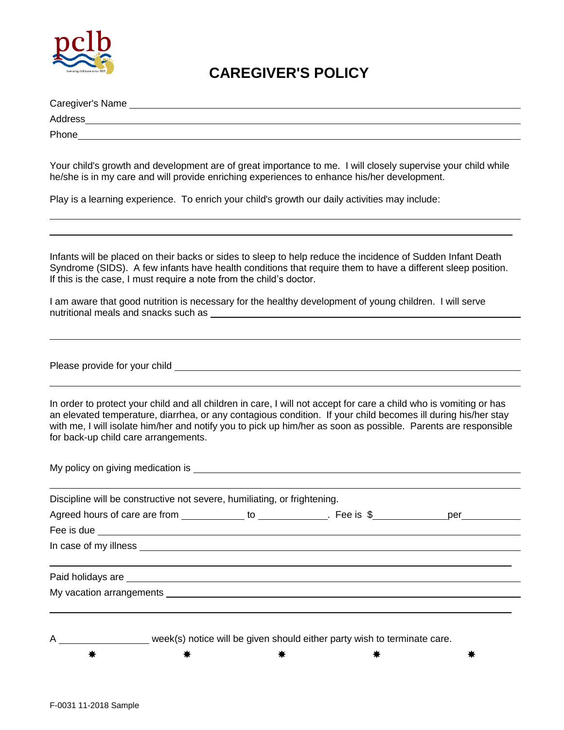# CAREGIVER'S POLICY

Caregiver's Name \_\_\_\_\_\_\_\_\_\_\_\_\_\_\_\_\_\_\_\_\_\_\_\_\_\_\_\_\_\_\_\_\_\_\_\_\_\_\_\_

Address\_\_\_\_\_\_\_\_\_\_\_\_\_\_\_\_\_\_\_\_\_\_\_\_\_\_\_\_\_\_\_\_\_\_\_\_\_\_\_\_\_\_\_\_\_\_

Phone\_\_\_\_\_\_\_\_\_\_\_\_\_\_\_\_\_\_\_\_\_\_\_\_\_\_\_\_\_\_\_\_\_\_\_\_\_\_\_\_\_\_\_\_\_\_\_

Your child's growth and development are of great importance to me. I will closely supervise your child while he/she is in my care and will provide enriching experiences to enhance his/her development.

Play is a learning experience. To enrich your child's growth our daily activities may include:

\_\_\_\_\_\_\_\_\_\_\_\_\_\_\_\_\_\_\_\_\_\_\_\_\_\_\_\_\_\_\_\_\_\_\_\_\_\_\_\_\_\_\_\_\_\_\_\_\_\_\_\_\_\_\_\_

\_\_\_\_\_\_\_\_\_\_\_\_\_\_\_\_\_\_\_\_\_\_\_\_\_\_\_\_\_\_\_\_\_\_\_\_\_\_\_\_\_\_\_\_\_\_\_\_\_\_\_\_\_\_\_\_

Infants will be placed on their backs or sides to sleep to help reduce the incidence of Sudden Infant Death Syndrome (SIDS). A few infants have health conditions that require them to have a different sleep position. If this is the case, I must require a note from the child's doctor.

I am aware that good nutrition is necessary for the healthy development of young children. I will serve nutritional meals and snacks such as \_\_\_\_\_\_\_\_\_\_\_\_\_\_\_\_\_\_\_\_\_\_\_\_\_\_\_\_\_\_\_\_\_\_\_\_

\_\_\_\_\_\_\_\_\_\_\_\_\_\_\_\_\_\_\_\_\_\_\_\_\_\_\_\_\_\_\_\_\_\_\_\_\_\_\_\_\_\_\_\_\_\_\_\_\_\_\_\_\_\_\_\_

Please provide for your child \_\_\_\_\_\_\_\_\_\_\_\_\_\_\_\_\_\_\_\_\_\_\_\_\_\_\_\_\_\_\_\_\_\_\_\_\_\_\_\_\_\_

\_\_\_\_\_\_\_\_\_\_\_\_\_\_\_\_\_\_\_\_\_\_\_\_\_\_\_\_\_\_\_\_\_\_\_\_\_\_\_\_\_\_\_\_\_\_\_\_\_\_\_\_\_\_\_\_

In order to protect your child and all children in care, I will not accept for care a child who is vomiting or has an elevated temperature, diarrhea, or any contagious condition. If your child becomes ill during his/her stay with me, I will isolate him/her and notify you to pick up him/her as soon as possible. Parents are responsible for back-up child care arrangements.

My policy on giving medication is \_\_\_\_\_\_\_\_\_\_\_\_\_\_\_\_\_\_\_\_\_\_\_\_\_\_\_\_\_\_\_\_\_\_\_\_\_\_\_\_

\_\_\_\_\_\_\_\_\_\_\_\_\_\_\_\_\_\_\_\_\_\_\_\_\_\_\_\_\_\_\_\_\_\_\_\_\_\_\_\_\_\_\_\_\_\_\_\_\_\_\_\_\_\_\_\_

Discipline will be constructive not severe, humiliating, or frightening.

Agreed hours of care are from \_\_\_\_\_\_\_\_\_\_ to \_\_\_\_\_\_\_\_\_\_\_. Fee is $\_\_\_\_\_\_\_\_\_\_\_per\_\_\_\_\_\_\_\_\_\_

Fee is due \_\_\_\_\_\_\_\_\_\_\_\_\_\_\_\_\_\_\_\_\_\_\_\_\_\_\_\_\_\_\_\_\_\_\_\_\_\_\_\_\_\_\_\_\_\_\_\_\_\_\_\_

In case of my illness \_\_\_\_\_\_\_\_\_\_\_\_\_\_\_\_\_\_\_\_\_\_\_\_\_\_\_\_\_\_\_\_\_\_\_\_\_\_\_\_\_\_\_\_\_\_

\_\_\_\_\_\_\_\_\_\_\_\_\_\_\_\_\_\_\_\_\_\_\_\_\_\_\_\_\_\_\_\_\_\_\_\_\_\_\_\_\_\_\_\_\_\_\_\_\_\_\_\_\_\_\_\_

Paid holidays are \_\_\_\_\_\_\_\_\_\_\_\_\_\_\_\_\_\_\_\_\_\_\_\_\_\_\_\_\_\_\_\_\_\_\_\_\_\_\_\_\_\_\_\_\_\_\_\_

My vacation arrangements \_\_\_\_\_\_\_\_\_\_\_\_\_\_\_\_\_\_\_\_\_\_\_\_\_\_\_\_\_\_\_\_\_\_\_\_\_\_\_\_\_\_\_

\_\_\_\_\_\_\_\_\_\_\_\_\_\_\_\_\_\_\_\_\_\_\_\_\_\_\_\_\_\_\_\_\_\_\_\_\_\_\_\_\_\_\_\_\_\_\_\_\_\_\_\_\_\_\_\_

A \_\_\_\_\_\_\_\_\_\_\_\_\_\_ week(s) notice will be given should either party wish to terminate care.

✸ ✸ ✸ ✸ ✸

F-0031 11-2018 Sample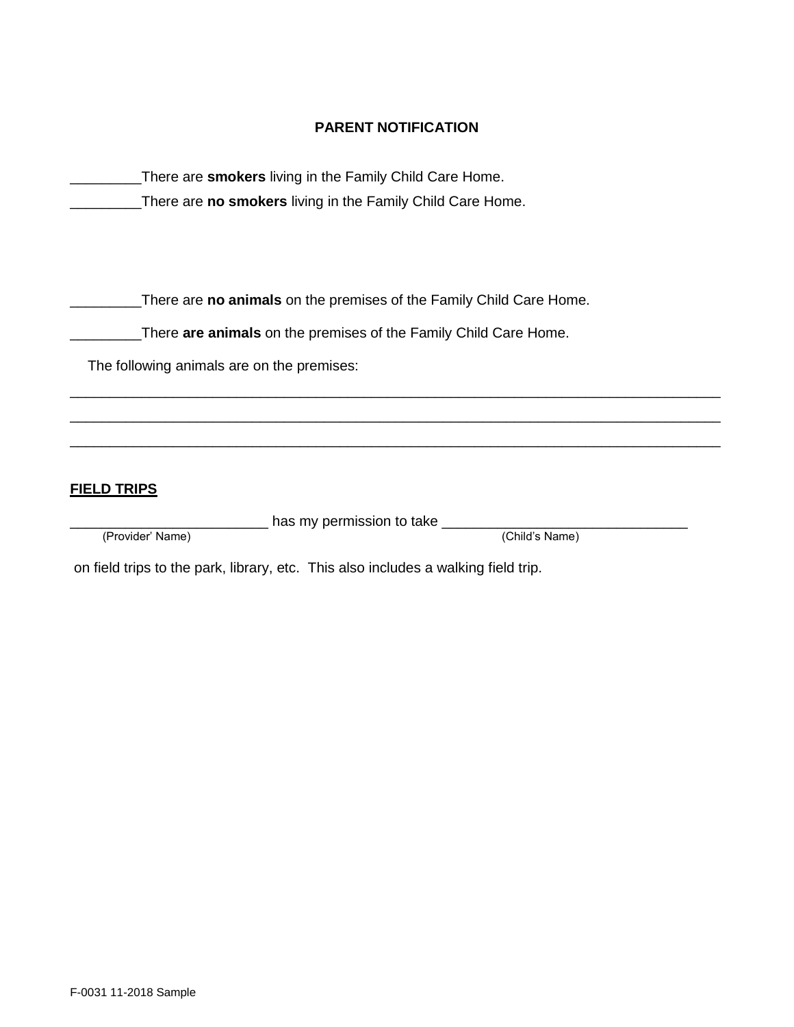**PARENT NOTIFICATION**

_________There are **smokers** living in the Family Child Care Home.

_________There are **no smokers** living in the Family Child Care Home.

_________There are **no animals** on the premises of the Family Child Care Home.

_________There **are animals** on the premises of the Family Child Care Home.

The following animals are on the premises:

_______________________________________________________________________________

_______________________________________________________________________________

_______________________________________________________________________________

**FIELD TRIPS**

_________________________ has my permission to take ______________________________
(Provider' Name) (Child's Name)

on field trips to the park, library, etc. This also includes a walking field trip.

F-0031 11-2018 Sample